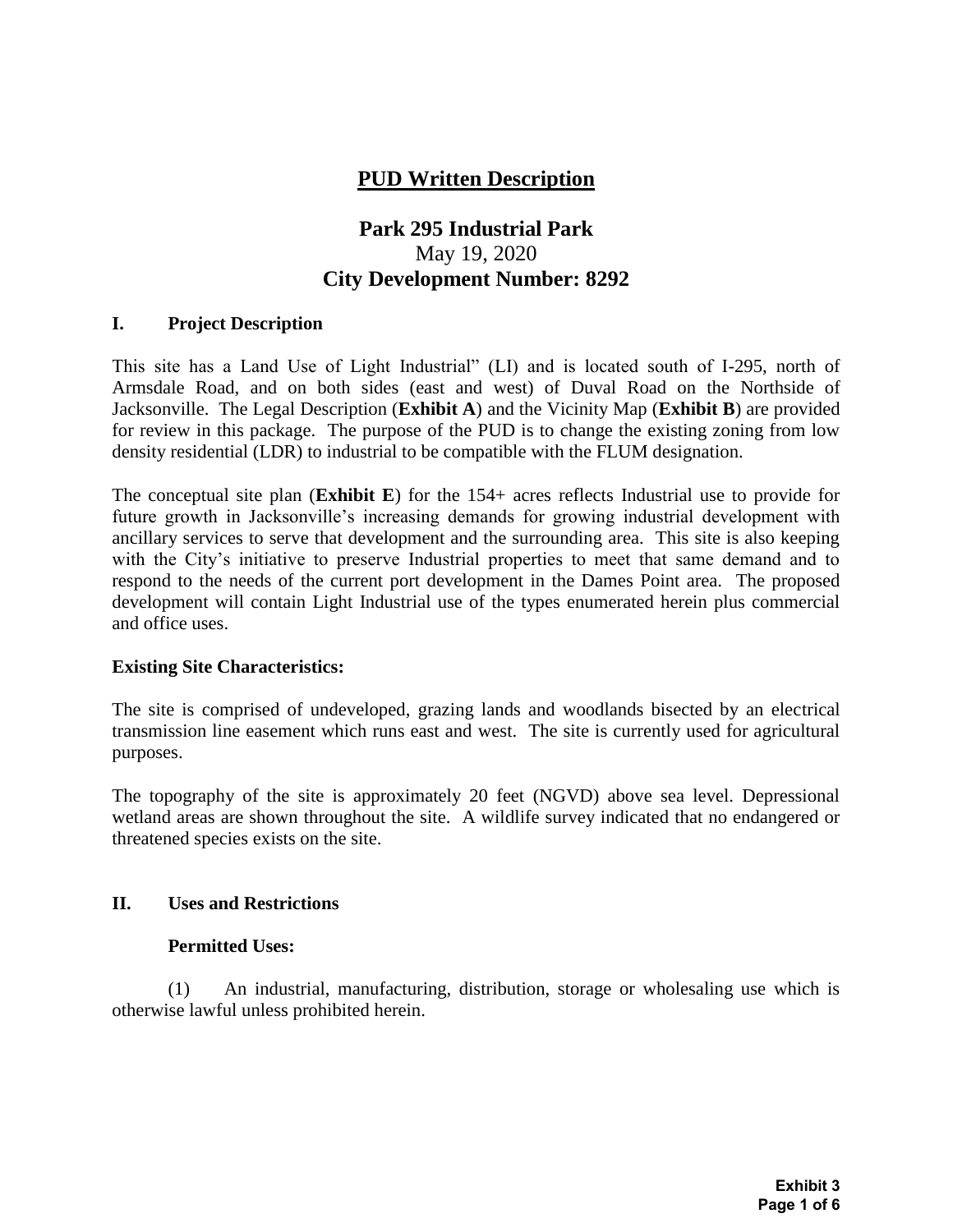# PUD Written Description

## Park 295 Industrial Park

May 19, 2020

**City Development Number: 8292**

### I. Project Description

This site has a Land Use of Light Industrial" (LI) and is located south of I-295, north of Armsdale Road, and on both sides (east and west) of Duval Road on the Northside of Jacksonville. The Legal Description (**Exhibit A**) and the Vicinity Map (**Exhibit B**) are provided for review in this package. The purpose of the PUD is to change the existing zoning from low density residential (LDR) to industrial to be compatible with the FLUM designation.

The conceptual site plan (**Exhibit E**) for the 154+ acres reflects Industrial use to provide for future growth in Jacksonville's increasing demands for growing industrial development with ancillary services to serve that development and the surrounding area. This site is also keeping with the City's initiative to preserve Industrial properties to meet that same demand and to respond to the needs of the current port development in the Dames Point area. The proposed development will contain Light Industrial use of the types enumerated herein plus commercial and office uses.

**Existing Site Characteristics:**

The site is comprised of undeveloped, grazing lands and woodlands bisected by an electrical transmission line easement which runs east and west. The site is currently used for agricultural purposes.

The topography of the site is approximately 20 feet (NGVD) above sea level. Depressional wetland areas are shown throughout the site. A wildlife survey indicated that no endangered or threatened species exists on the site.

### II. Uses and Restrictions

**Permitted Uses:**

(1) An industrial, manufacturing, distribution, storage or wholesaling use which is otherwise lawful unless prohibited herein.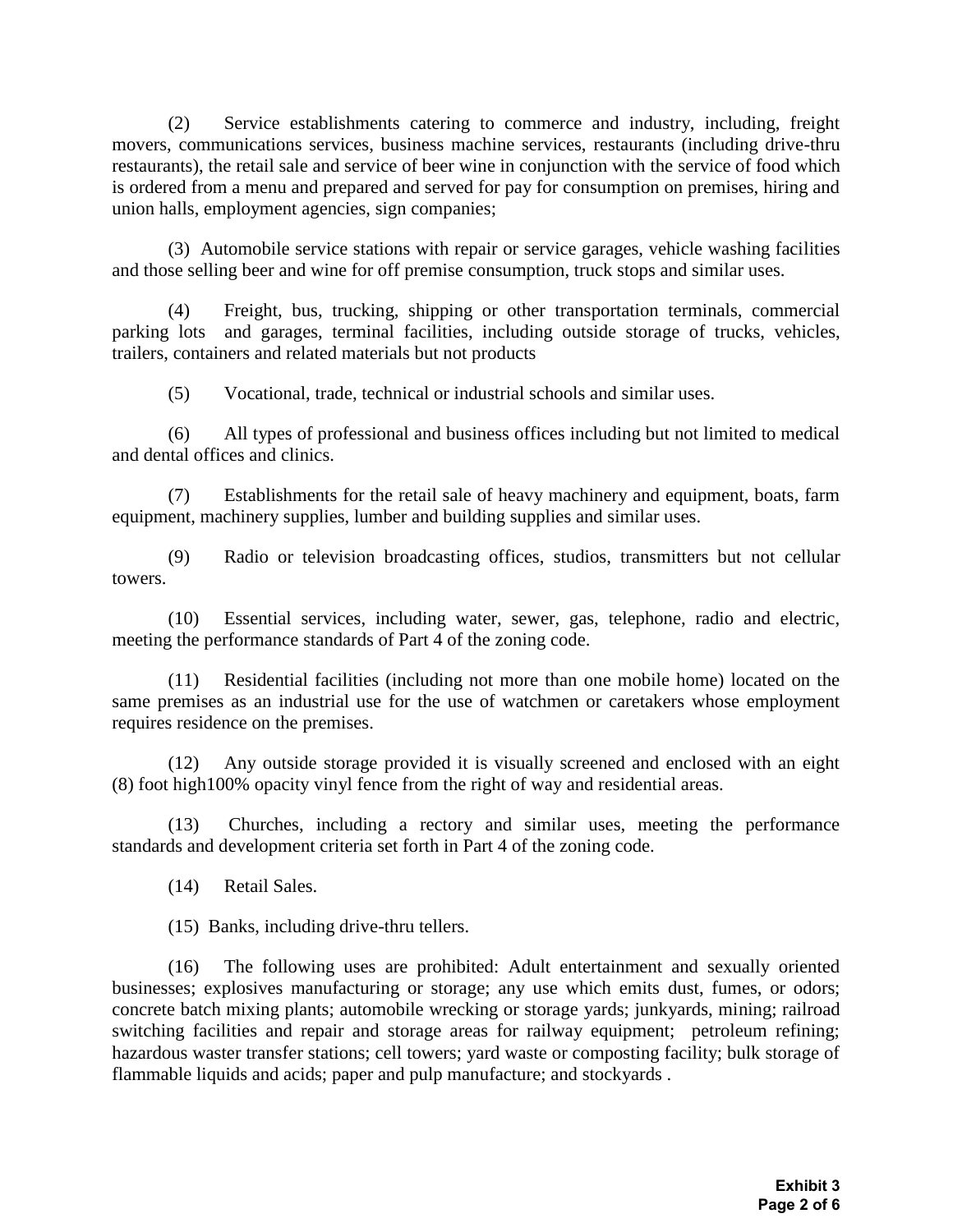(2) Service establishments catering to commerce and industry, including, freight movers, communications services, business machine services, restaurants (including drive-thru restaurants), the retail sale and service of beer wine in conjunction with the service of food which is ordered from a menu and prepared and served for pay for consumption on premises, hiring and union halls, employment agencies, sign companies;

(3) Automobile service stations with repair or service garages, vehicle washing facilities and those selling beer and wine for off premise consumption, truck stops and similar uses.

(4) Freight, bus, trucking, shipping or other transportation terminals, commercial parking lots and garages, terminal facilities, including outside storage of trucks, vehicles, trailers, containers and related materials but not products

(5) Vocational, trade, technical or industrial schools and similar uses.

(6) All types of professional and business offices including but not limited to medical and dental offices and clinics.

(7) Establishments for the retail sale of heavy machinery and equipment, boats, farm equipment, machinery supplies, lumber and building supplies and similar uses.

(9) Radio or television broadcasting offices, studios, transmitters but not cellular towers.

(10) Essential services, including water, sewer, gas, telephone, radio and electric, meeting the performance standards of Part 4 of the zoning code.

(11) Residential facilities (including not more than one mobile home) located on the same premises as an industrial use for the use of watchmen or caretakers whose employment requires residence on the premises.

(12) Any outside storage provided it is visually screened and enclosed with an eight (8) foot high100% opacity vinyl fence from the right of way and residential areas.

(13) Churches, including a rectory and similar uses, meeting the performance standards and development criteria set forth in Part 4 of the zoning code.

(14) Retail Sales.

(15) Banks, including drive-thru tellers.

(16) The following uses are prohibited: Adult entertainment and sexually oriented businesses; explosives manufacturing or storage; any use which emits dust, fumes, or odors; concrete batch mixing plants; automobile wrecking or storage yards; junkyards, mining; railroad switching facilities and repair and storage areas for railway equipment; petroleum refining; hazardous waster transfer stations; cell towers; yard waste or composting facility; bulk storage of flammable liquids and acids; paper and pulp manufacture; and stockyards .

**Exhibit 3**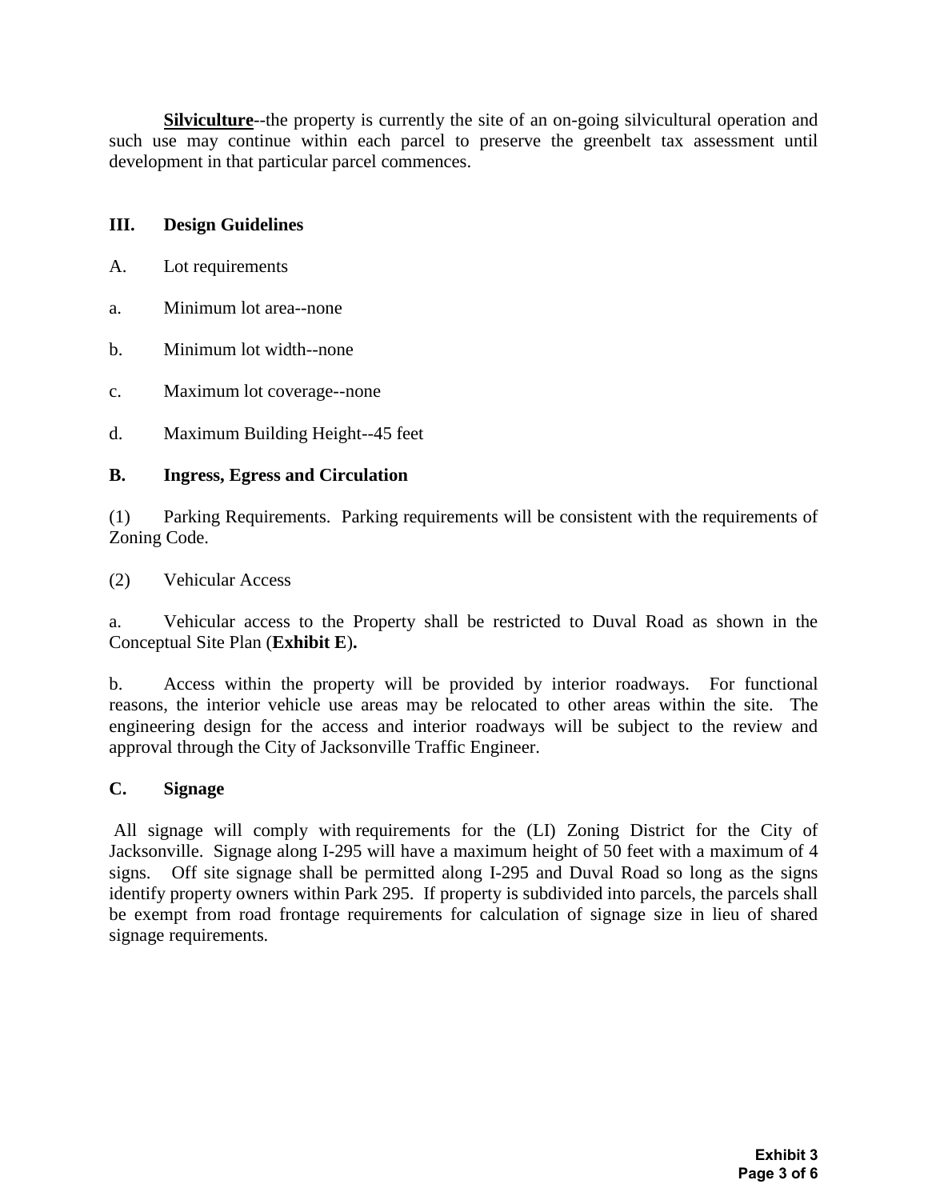**Silviculture**--the property is currently the site of an on-going silvicultural operation and such use may continue within each parcel to preserve the greenbelt tax assessment until development in that particular parcel commences.

## III. Design Guidelines

A. Lot requirements

a. Minimum lot area--none

b. Minimum lot width--none

c. Maximum lot coverage--none

d. Maximum Building Height--45 feet

### B. Ingress, Egress and Circulation

(1) Parking Requirements. Parking requirements will be consistent with the requirements of Zoning Code.

(2) Vehicular Access

a. Vehicular access to the Property shall be restricted to Duval Road as shown in the Conceptual Site Plan (**Exhibit E**)**.**

b. Access within the property will be provided by interior roadways. For functional reasons, the interior vehicle use areas may be relocated to other areas within the site. The engineering design for the access and interior roadways will be subject to the review and approval through the City of Jacksonville Traffic Engineer.

### C. Signage

All signage will comply with requirements for the (LI) Zoning District for the City of Jacksonville. Signage along I-295 will have a maximum height of 50 feet with a maximum of 4 signs. Off site signage shall be permitted along I-295 and Duval Road so long as the signs identify property owners within Park 295. If property is subdivided into parcels, the parcels shall be exempt from road frontage requirements for calculation of signage size in lieu of shared signage requirements.

**Exhibit 3**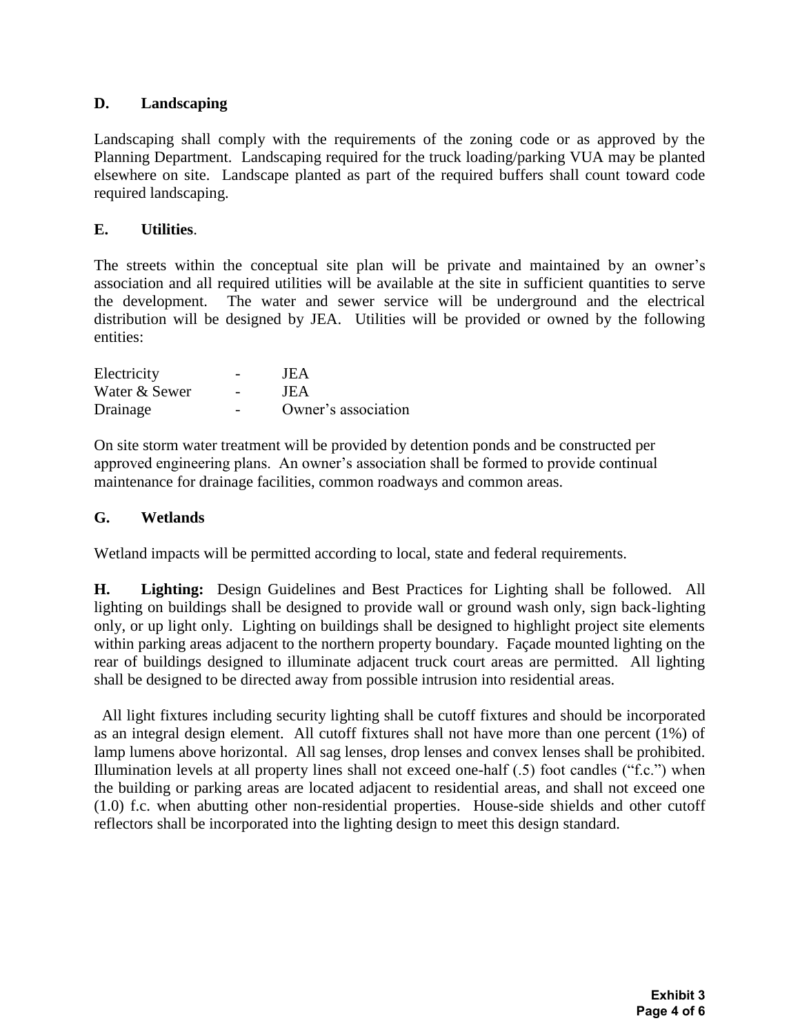## D. Landscaping

Landscaping shall comply with the requirements of the zoning code or as approved by the Planning Department. Landscaping required for the truck loading/parking VUA may be planted elsewhere on site. Landscape planted as part of the required buffers shall count toward code required landscaping.

## E. Utilities.

The streets within the conceptual site plan will be private and maintained by an owner's association and all required utilities will be available at the site in sufficient quantities to serve the development. The water and sewer service will be underground and the electrical distribution will be designed by JEA. Utilities will be provided or owned by the following entities:

| | | |
|---|---|---|
| Electricity | - | JEA |
| Water & Sewer | - | JEA |
| Drainage | - | Owner's association |

On site storm water treatment will be provided by detention ponds and be constructed per approved engineering plans. An owner's association shall be formed to provide continual maintenance for drainage facilities, common roadways and common areas.

## G. Wetlands

Wetland impacts will be permitted according to local, state and federal requirements.

**H. Lighting:** Design Guidelines and Best Practices for Lighting shall be followed. All lighting on buildings shall be designed to provide wall or ground wash only, sign back-lighting only, or up light only. Lighting on buildings shall be designed to highlight project site elements within parking areas adjacent to the northern property boundary. Façade mounted lighting on the rear of buildings designed to illuminate adjacent truck court areas are permitted. All lighting shall be designed to be directed away from possible intrusion into residential areas.

All light fixtures including security lighting shall be cutoff fixtures and should be incorporated as an integral design element. All cutoff fixtures shall not have more than one percent (1%) of lamp lumens above horizontal. All sag lenses, drop lenses and convex lenses shall be prohibited. Illumination levels at all property lines shall not exceed one-half (.5) foot candles ("f.c.") when the building or parking areas are located adjacent to residential areas, and shall not exceed one (1.0) f.c. when abutting other non-residential properties. House-side shields and other cutoff reflectors shall be incorporated into the lighting design to meet this design standard.

**Exhibit 3**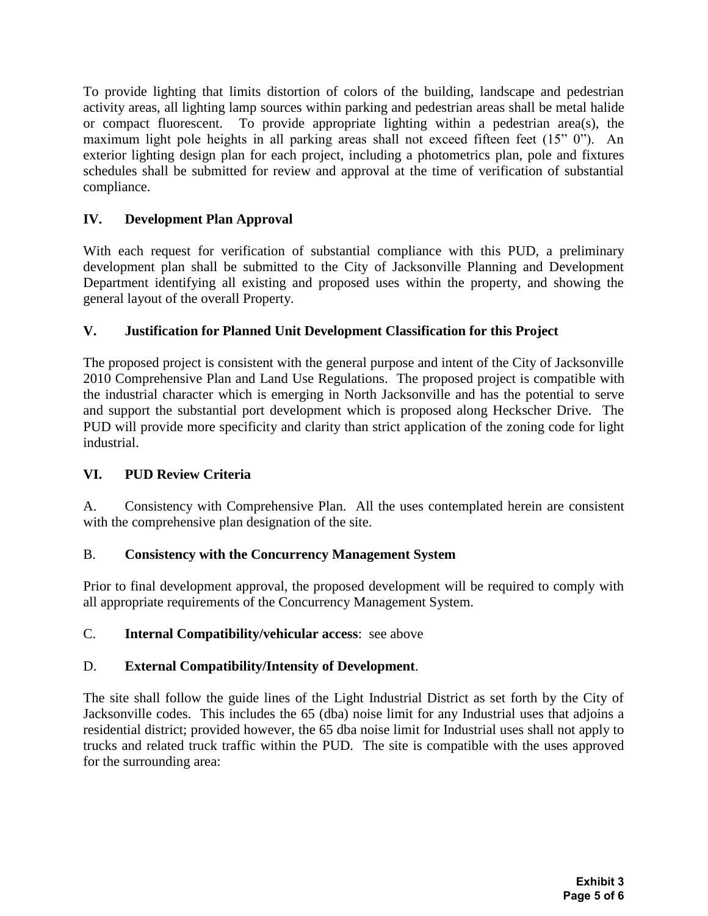To provide lighting that limits distortion of colors of the building, landscape and pedestrian activity areas, all lighting lamp sources within parking and pedestrian areas shall be metal halide or compact fluorescent. To provide appropriate lighting within a pedestrian area(s), the maximum light pole heights in all parking areas shall not exceed fifteen feet (15" 0"). An exterior lighting design plan for each project, including a photometrics plan, pole and fixtures schedules shall be submitted for review and approval at the time of verification of substantial compliance.

## IV. Development Plan Approval

With each request for verification of substantial compliance with this PUD, a preliminary development plan shall be submitted to the City of Jacksonville Planning and Development Department identifying all existing and proposed uses within the property, and showing the general layout of the overall Property.

## V. Justification for Planned Unit Development Classification for this Project

The proposed project is consistent with the general purpose and intent of the City of Jacksonville 2010 Comprehensive Plan and Land Use Regulations. The proposed project is compatible with the industrial character which is emerging in North Jacksonville and has the potential to serve and support the substantial port development which is proposed along Heckscher Drive. The PUD will provide more specificity and clarity than strict application of the zoning code for light industrial.

## VI. PUD Review Criteria

A. Consistency with Comprehensive Plan. All the uses contemplated herein are consistent with the comprehensive plan designation of the site.

B. **Consistency with the Concurrency Management System**

Prior to final development approval, the proposed development will be required to comply with all appropriate requirements of the Concurrency Management System.

C. **Internal Compatibility/vehicular access**: see above

D. **External Compatibility/Intensity of Development**.

The site shall follow the guide lines of the Light Industrial District as set forth by the City of Jacksonville codes. This includes the 65 (dba) noise limit for any Industrial uses that adjoins a residential district; provided however, the 65 dba noise limit for Industrial uses shall not apply to trucks and related truck traffic within the PUD. The site is compatible with the uses approved for the surrounding area:

**Exhibit 3**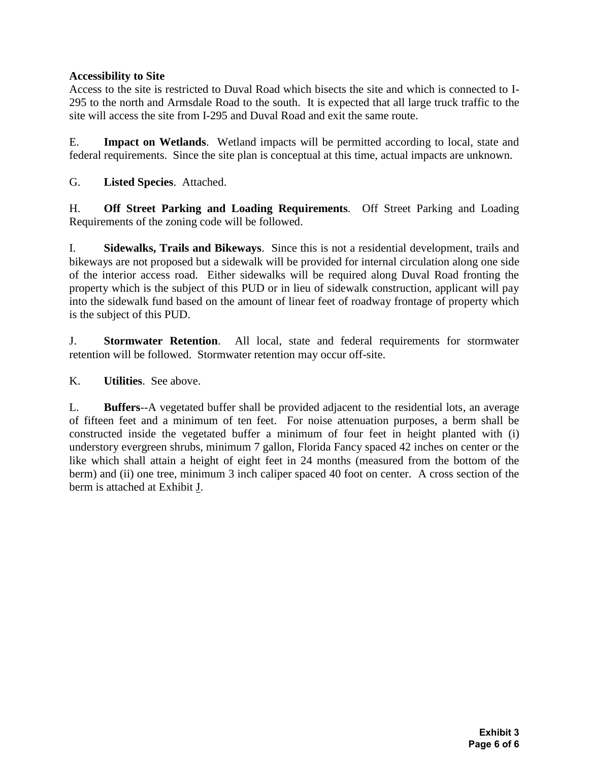**Accessibility to Site**

Access to the site is restricted to Duval Road which bisects the site and which is connected to I-295 to the north and Armsdale Road to the south. It is expected that all large truck traffic to the site will access the site from I-295 and Duval Road and exit the same route.

E. **Impact on Wetlands**. Wetland impacts will be permitted according to local, state and federal requirements. Since the site plan is conceptual at this time, actual impacts are unknown.

G. **Listed Species**. Attached.

H. **Off Street Parking and Loading Requirements**. Off Street Parking and Loading Requirements of the zoning code will be followed.

I. **Sidewalks, Trails and Bikeways**. Since this is not a residential development, trails and bikeways are not proposed but a sidewalk will be provided for internal circulation along one side of the interior access road. Either sidewalks will be required along Duval Road fronting the property which is the subject of this PUD or in lieu of sidewalk construction, applicant will pay into the sidewalk fund based on the amount of linear feet of roadway frontage of property which is the subject of this PUD.

J. **Stormwater Retention**. All local, state and federal requirements for stormwater retention will be followed. Stormwater retention may occur off-site.

K. **Utilities**. See above.

L. **Buffers**--A vegetated buffer shall be provided adjacent to the residential lots, an average of fifteen feet and a minimum of ten feet. For noise attenuation purposes, a berm shall be constructed inside the vegetated buffer a minimum of four feet in height planted with (i) understory evergreen shrubs, minimum 7 gallon, Florida Fancy spaced 42 inches on center or the like which shall attain a height of eight feet in 24 months (measured from the bottom of the berm) and (ii) one tree, minimum 3 inch caliper spaced 40 foot on center. A cross section of the berm is attached at Exhibit J.

**Exhibit 3**